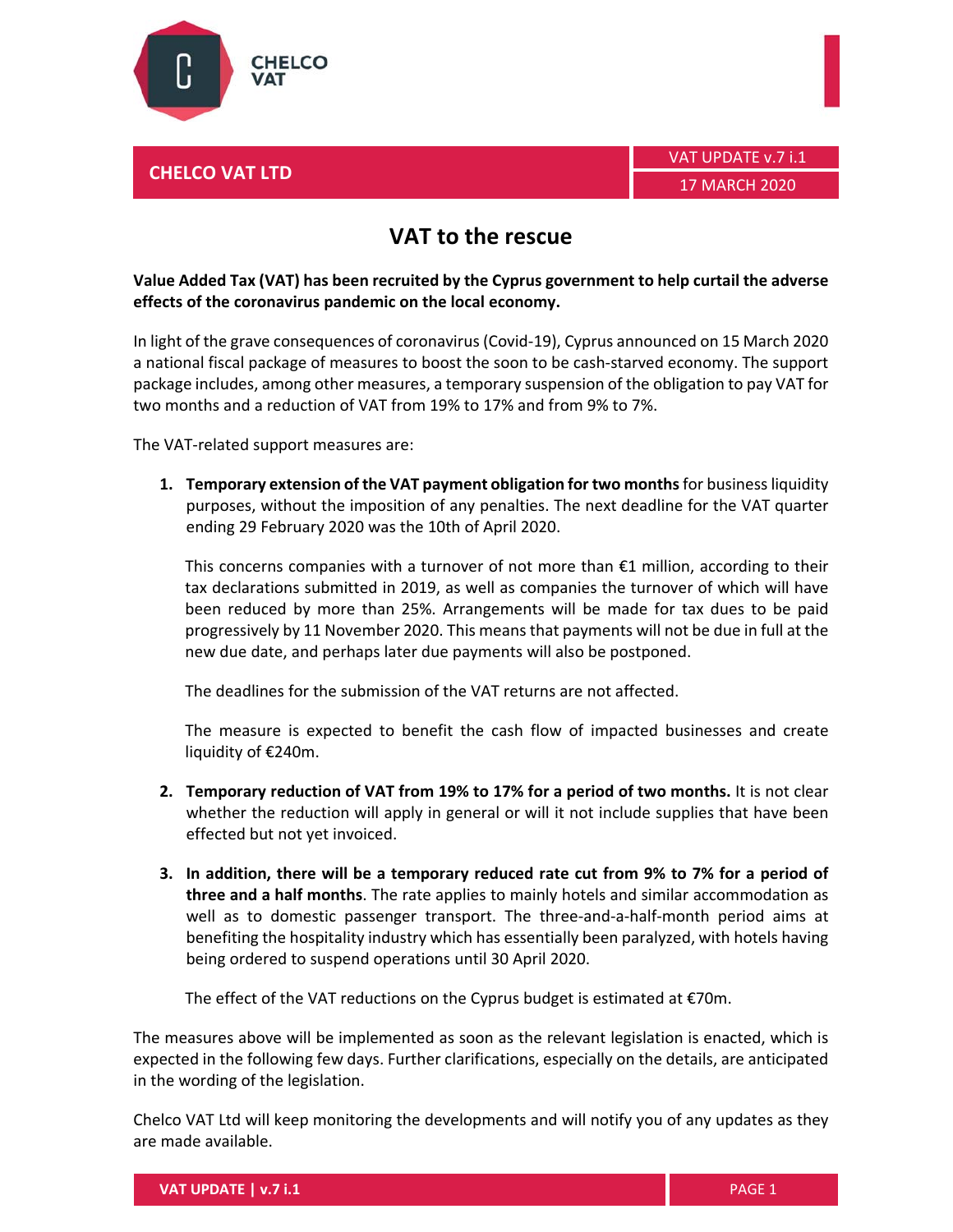CHELCO VAT

**CHELCO VAT LTD**

VAT UPDATE v.7 i.1

17 MARCH 2020

# VAT to the rescue

**Value Added Tax (VAT) has been recruited by the Cyprus government to help curtail the adverse effects of the coronavirus pandemic on the local economy.**

In light of the grave consequences of coronavirus (Covid-19), Cyprus announced on 15 March 2020 a national fiscal package of measures to boost the soon to be cash-starved economy. The support package includes, among other measures, a temporary suspension of the obligation to pay VAT for two months and a reduction of VAT from 19% to 17% and from 9% to 7%.

The VAT-related support measures are:

1. **Temporary extension of the VAT payment obligation for two months** for business liquidity purposes, without the imposition of any penalties. The next deadline for the VAT quarter ending 29 February 2020 was the 10th of April 2020.

   This concerns companies with a turnover of not more than €1 million, according to their tax declarations submitted in 2019, as well as companies the turnover of which will have been reduced by more than 25%. Arrangements will be made for tax dues to be paid progressively by 11 November 2020. This means that payments will not be due in full at the new due date, and perhaps later due payments will also be postponed.

   The deadlines for the submission of the VAT returns are not affected.

   The measure is expected to benefit the cash flow of impacted businesses and create liquidity of €240m.

2. **Temporary reduction of VAT from 19% to 17% for a period of two months.** It is not clear whether the reduction will apply in general or will it not include supplies that have been effected but not yet invoiced.

3. **In addition, there will be a temporary reduced rate cut from 9% to 7% for a period of three and a half months**. The rate applies to mainly hotels and similar accommodation as well as to domestic passenger transport. The three-and-a-half-month period aims at benefiting the hospitality industry which has essentially been paralyzed, with hotels having being ordered to suspend operations until 30 April 2020.

   The effect of the VAT reductions on the Cyprus budget is estimated at €70m.

The measures above will be implemented as soon as the relevant legislation is enacted, which is expected in the following few days. Further clarifications, especially on the details, are anticipated in the wording of the legislation.

Chelco VAT Ltd will keep monitoring the developments and will notify you of any updates as they are made available.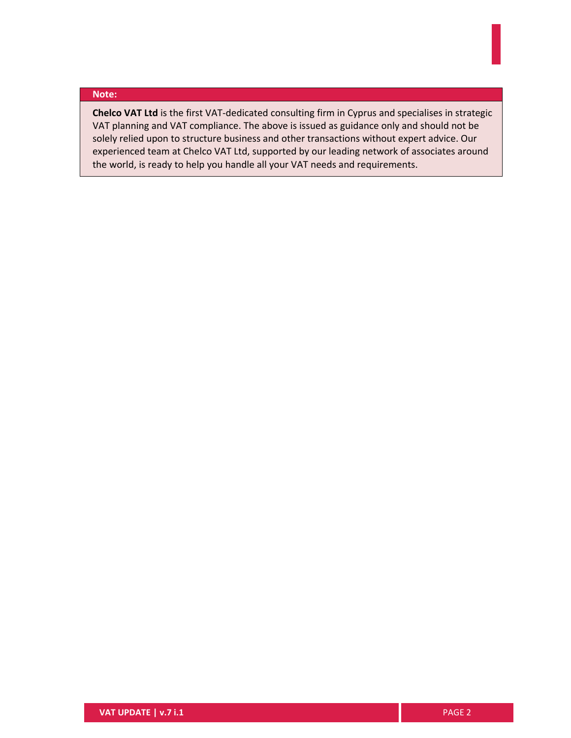**Note:**

**Chelco VAT Ltd** is the first VAT-dedicated consulting firm in Cyprus and specialises in strategic VAT planning and VAT compliance. The above is issued as guidance only and should not be solely relied upon to structure business and other transactions without expert advice. Our experienced team at Chelco VAT Ltd, supported by our leading network of associates around the world, is ready to help you handle all your VAT needs and requirements.